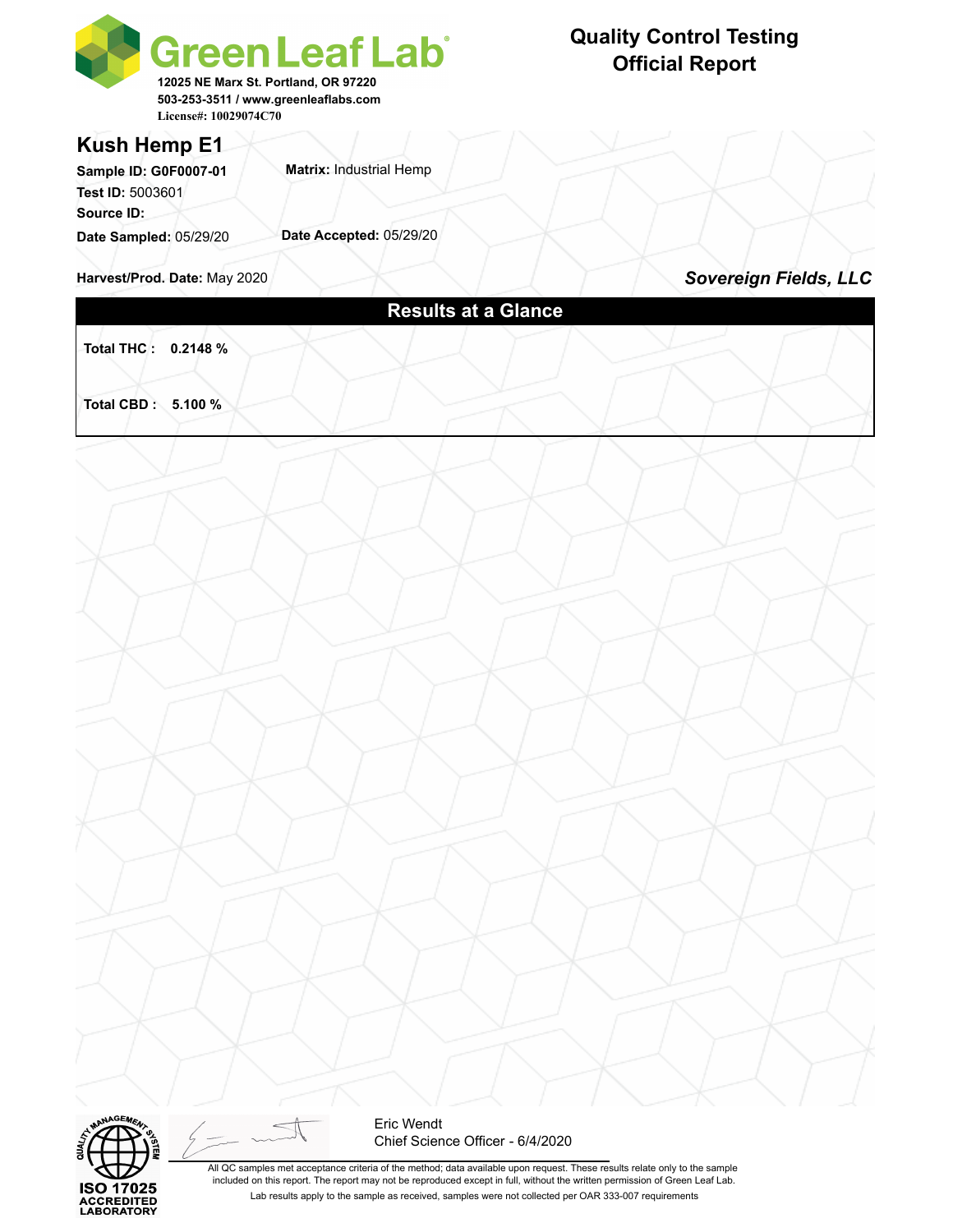# Green Leaf Lab

12025 NE Marx St. Portland, OR 97220
503-253-3511 / www.greenleaflabs.com
License#: 10029074C70

## Quality Control Testing Official Report

## Kush Hemp E1

**Sample ID: G0F0007-01**
**Matrix:** Industrial Hemp
**Test ID:** 5003601
**Source ID:**
**Date Sampled:** 05/29/20
**Date Accepted:** 05/29/20

**Harvest/Prod. Date:** May 2020

***Sovereign Fields, LLC***

### Results at a Glance

**Total THC : 0.2148 %**

**Total CBD : 5.100 %**

ISO 17025 ACCREDITED LABORATORY

Eric Wendt
Chief Science Officer - 6/4/2020

All QC samples met acceptance criteria of the method; data available upon request. These results relate only to the sample included on this report. The report may not be reproduced except in full, without the written permission of Green Leaf Lab.

Lab results apply to the sample as received, samples were not collected per OAR 333-007 requirements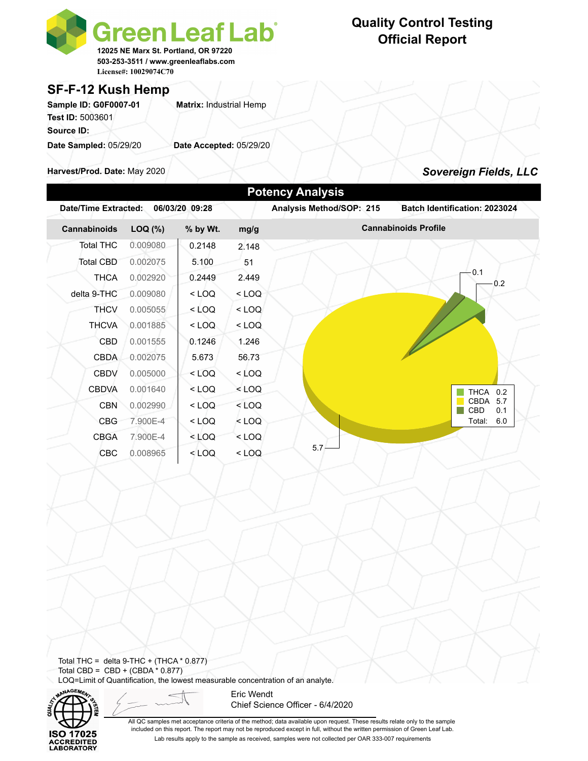**Green Leaf Lab**
12025 NE Marx St. Portland, OR 97220
503-253-3511 / www.greenleaflabs.com
License#: 10029074C70

# Quality Control Testing Official Report

## SF-F-12 Kush Hemp

**Sample ID:** G0F0007-01 **Matrix:** Industrial Hemp
**Test ID:** 5003601
**Source ID:**
**Date Sampled:** 05/29/20 **Date Accepted:** 05/29/20

**Harvest/Prod. Date:** May 2020

***Sovereign Fields, LLC***

## Potency Analysis

**Date/Time Extracted:** 06/03/20 09:28 **Analysis Method/SOP:** 215 **Batch Identification:** 2023024

| Cannabinoids | LOQ (%) | % by Wt. | mg/g |
|---|---|---|---|
| Total THC | 0.009080 | 0.2148 | 2.148 |
| Total CBD | 0.002075 | 5.100 | 51 |
| THCA | 0.002920 | 0.2449 | 2.449 |
| delta 9-THC | 0.009080 | < LOQ | < LOQ |
| THCV | 0.005055 | < LOQ | < LOQ |
| THCVA | 0.001885 | < LOQ | < LOQ |
| CBD | 0.001555 | 0.1246 | 1.246 |
| CBDA | 0.002075 | 5.673 | 56.73 |
| CBDV | 0.005000 | < LOQ | < LOQ |
| CBDVA | 0.001640 | < LOQ | < LOQ |
| CBN | 0.002990 | < LOQ | < LOQ |
| CBG | 7.900E-4 | < LOQ | < LOQ |
| CBGA | 7.900E-4 | < LOQ | < LOQ |
| CBC | 0.008965 | < LOQ | < LOQ |

**Cannabinoids Profile**

| Cannabinoid | Value |
|---|---|
| THCA | 0.2 |
| CBDA | 5.7 |
| CBD | 0.1 |
| Total: | 6.0 |

Total THC = delta 9-THC + (THCA * 0.877)
Total CBD = CBD + (CBDA * 0.877)
LOQ=Limit of Quantification, the lowest measurable concentration of an analyte.

ISO 17025 ACCREDITED LABORATORY

Eric Wendt
Chief Science Officer - 6/4/2020

All QC samples met acceptance criteria of the method; data available upon request. These results relate only to the sample included on this report. The report may not be reproduced except in full, without the written permission of Green Leaf Lab.

Lab results apply to the sample as received, samples were not collected per OAR 333-007 requirements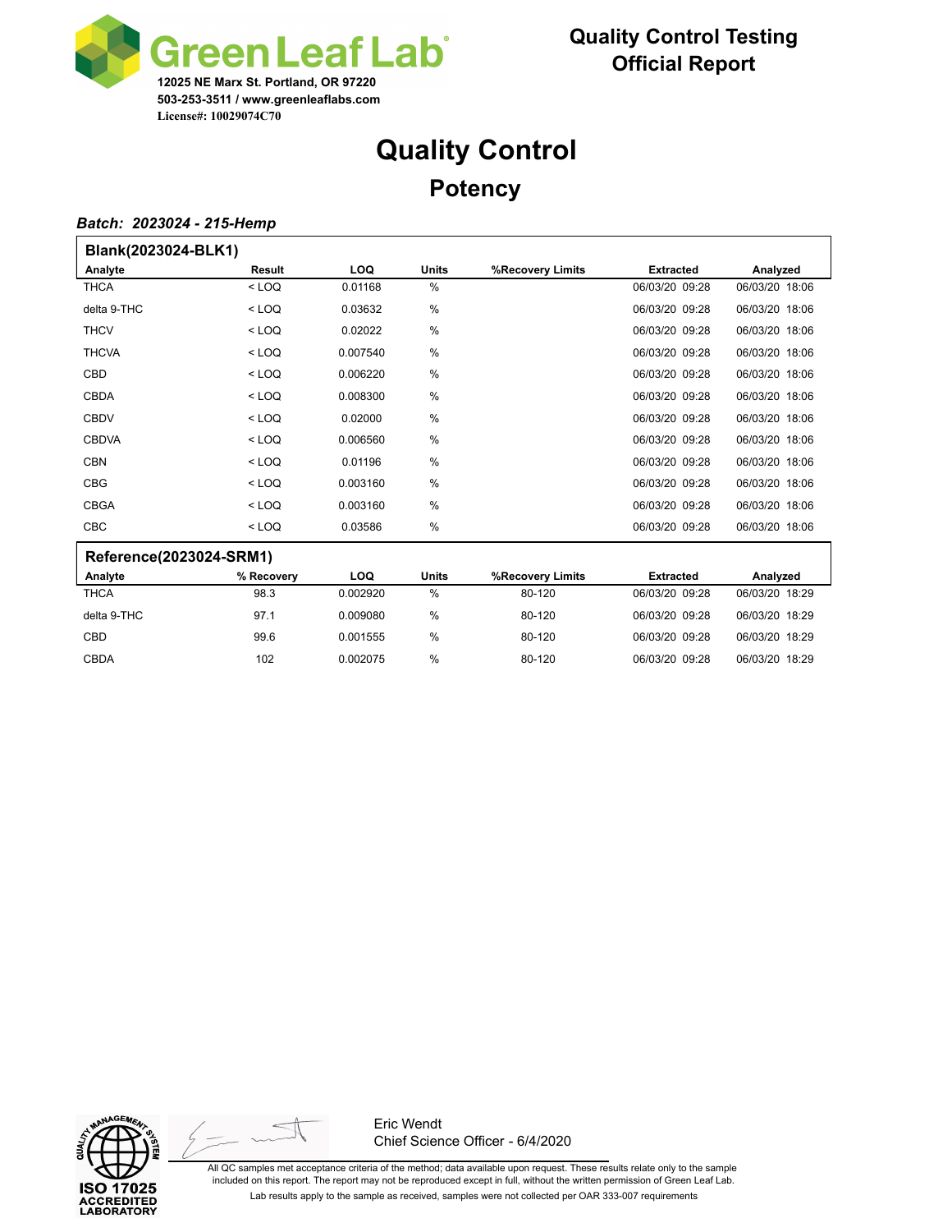Green Leaf Lab

12025 NE Marx St. Portland, OR 97220
503-253-3511 / www.greenleaflabs.com
License#: 10029074C70

**Quality Control Testing**
**Official Report**

# Quality Control

## Potency

***Batch: 2023024 - 215-Hemp***

**Blank(2023024-BLK1)**

| Analyte | Result | LOQ | Units | %Recovery Limits | Extracted | Analyzed |
|---|---|---|---|---|---|---|
| THCA | < LOQ | 0.01168 | % | | 06/03/20 09:28 | 06/03/20 18:06 |
| delta 9-THC | < LOQ | 0.03632 | % | | 06/03/20 09:28 | 06/03/20 18:06 |
| THCV | < LOQ | 0.02022 | % | | 06/03/20 09:28 | 06/03/20 18:06 |
| THCVA | < LOQ | 0.007540 | % | | 06/03/20 09:28 | 06/03/20 18:06 |
| CBD | < LOQ | 0.006220 | % | | 06/03/20 09:28 | 06/03/20 18:06 |
| CBDA | < LOQ | 0.008300 | % | | 06/03/20 09:28 | 06/03/20 18:06 |
| CBDV | < LOQ | 0.02000 | % | | 06/03/20 09:28 | 06/03/20 18:06 |
| CBDVA | < LOQ | 0.006560 | % | | 06/03/20 09:28 | 06/03/20 18:06 |
| CBN | < LOQ | 0.01196 | % | | 06/03/20 09:28 | 06/03/20 18:06 |
| CBG | < LOQ | 0.003160 | % | | 06/03/20 09:28 | 06/03/20 18:06 |
| CBGA | < LOQ | 0.003160 | % | | 06/03/20 09:28 | 06/03/20 18:06 |
| CBC | < LOQ | 0.03586 | % | | 06/03/20 09:28 | 06/03/20 18:06 |

**Reference(2023024-SRM1)**

| Analyte | % Recovery | LOQ | Units | %Recovery Limits | Extracted | Analyzed |
|---|---|---|---|---|---|---|
| THCA | 98.3 | 0.002920 | % | 80-120 | 06/03/20 09:28 | 06/03/20 18:29 |
| delta 9-THC | 97.1 | 0.009080 | % | 80-120 | 06/03/20 09:28 | 06/03/20 18:29 |
| CBD | 99.6 | 0.001555 | % | 80-120 | 06/03/20 09:28 | 06/03/20 18:29 |
| CBDA | 102 | 0.002075 | % | 80-120 | 06/03/20 09:28 | 06/03/20 18:29 |

QUALITY MANAGEMENT SYSTEM
ISO 17025 ACCREDITED LABORATORY

Eric Wendt
Chief Science Officer - 6/4/2020

All QC samples met acceptance criteria of the method; data available upon request. These results relate only to the sample included on this report. The report may not be reproduced except in full, without the written permission of Green Leaf Lab.

Lab results apply to the sample as received, samples were not collected per OAR 333-007 requirements